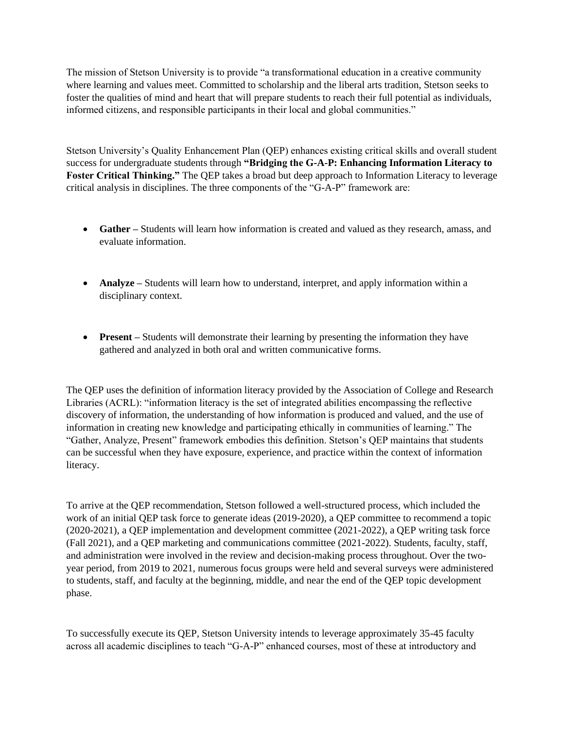The mission of Stetson University is to provide "a transformational education in a creative community where learning and values meet. Committed to scholarship and the liberal arts tradition, Stetson seeks to foster the qualities of mind and heart that will prepare students to reach their full potential as individuals, informed citizens, and responsible participants in their local and global communities."

Stetson University's Quality Enhancement Plan (QEP) enhances existing critical skills and overall student success for undergraduate students through **"Bridging the G-A-P: Enhancing Information Literacy to Foster Critical Thinking."** The QEP takes a broad but deep approach to Information Literacy to leverage critical analysis in disciplines. The three components of the "G-A-P" framework are:

- **Gather –** Students will learn how information is created and valued as they research, amass, and evaluate information.
- **Analyze –** Students will learn how to understand, interpret, and apply information within a disciplinary context.
- **Present –** Students will demonstrate their learning by presenting the information they have gathered and analyzed in both oral and written communicative forms.

The QEP uses the definition of information literacy provided by the Association of College and Research Libraries (ACRL): "information literacy is the set of integrated abilities encompassing the reflective discovery of information, the understanding of how information is produced and valued, and the use of information in creating new knowledge and participating ethically in communities of learning." The "Gather, Analyze, Present" framework embodies this definition. Stetson's QEP maintains that students can be successful when they have exposure, experience, and practice within the context of information literacy.

To arrive at the QEP recommendation, Stetson followed a well-structured process, which included the work of an initial QEP task force to generate ideas (2019-2020), a QEP committee to recommend a topic (2020-2021), a QEP implementation and development committee (2021-2022), a QEP writing task force (Fall 2021), and a QEP marketing and communications committee (2021-2022). Students, faculty, staff, and administration were involved in the review and decision-making process throughout. Over the two-year period, from 2019 to 2021, numerous focus groups were held and several surveys were administered to students, staff, and faculty at the beginning, middle, and near the end of the QEP topic development phase.

To successfully execute its QEP, Stetson University intends to leverage approximately 35-45 faculty across all academic disciplines to teach "G-A-P" enhanced courses, most of these at introductory and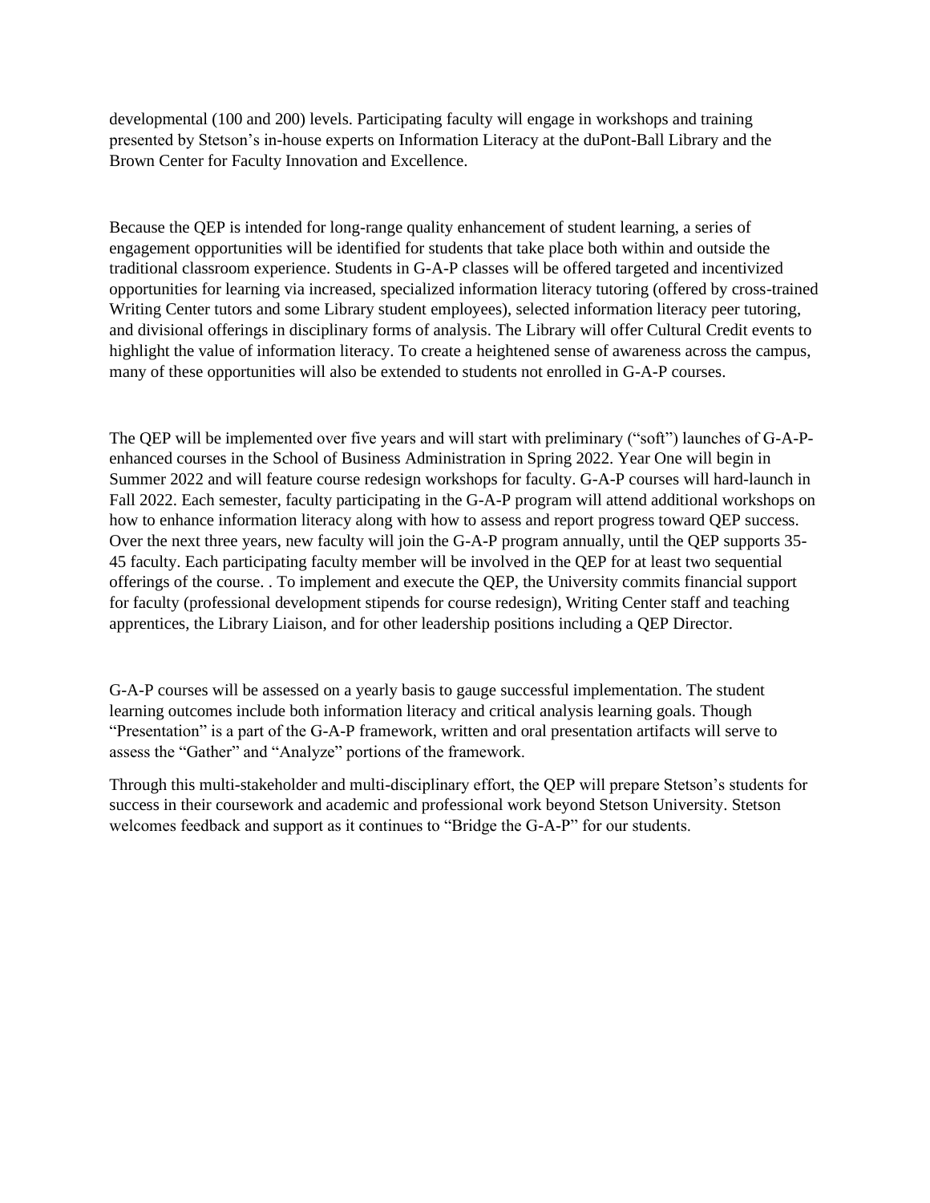developmental (100 and 200) levels. Participating faculty will engage in workshops and training presented by Stetson's in-house experts on Information Literacy at the duPont-Ball Library and the Brown Center for Faculty Innovation and Excellence.

Because the QEP is intended for long-range quality enhancement of student learning, a series of engagement opportunities will be identified for students that take place both within and outside the traditional classroom experience. Students in G-A-P classes will be offered targeted and incentivized opportunities for learning via increased, specialized information literacy tutoring (offered by cross-trained Writing Center tutors and some Library student employees), selected information literacy peer tutoring, and divisional offerings in disciplinary forms of analysis. The Library will offer Cultural Credit events to highlight the value of information literacy. To create a heightened sense of awareness across the campus, many of these opportunities will also be extended to students not enrolled in G-A-P courses.

The QEP will be implemented over five years and will start with preliminary ("soft") launches of G-A-P-enhanced courses in the School of Business Administration in Spring 2022. Year One will begin in Summer 2022 and will feature course redesign workshops for faculty. G-A-P courses will hard-launch in Fall 2022. Each semester, faculty participating in the G-A-P program will attend additional workshops on how to enhance information literacy along with how to assess and report progress toward QEP success. Over the next three years, new faculty will join the G-A-P program annually, until the QEP supports 35-45 faculty. Each participating faculty member will be involved in the QEP for at least two sequential offerings of the course. . To implement and execute the QEP, the University commits financial support for faculty (professional development stipends for course redesign), Writing Center staff and teaching apprentices, the Library Liaison, and for other leadership positions including a QEP Director.

G-A-P courses will be assessed on a yearly basis to gauge successful implementation. The student learning outcomes include both information literacy and critical analysis learning goals. Though "Presentation" is a part of the G-A-P framework, written and oral presentation artifacts will serve to assess the "Gather" and "Analyze" portions of the framework.

Through this multi-stakeholder and multi-disciplinary effort, the QEP will prepare Stetson's students for success in their coursework and academic and professional work beyond Stetson University. Stetson welcomes feedback and support as it continues to "Bridge the G-A-P" for our students.